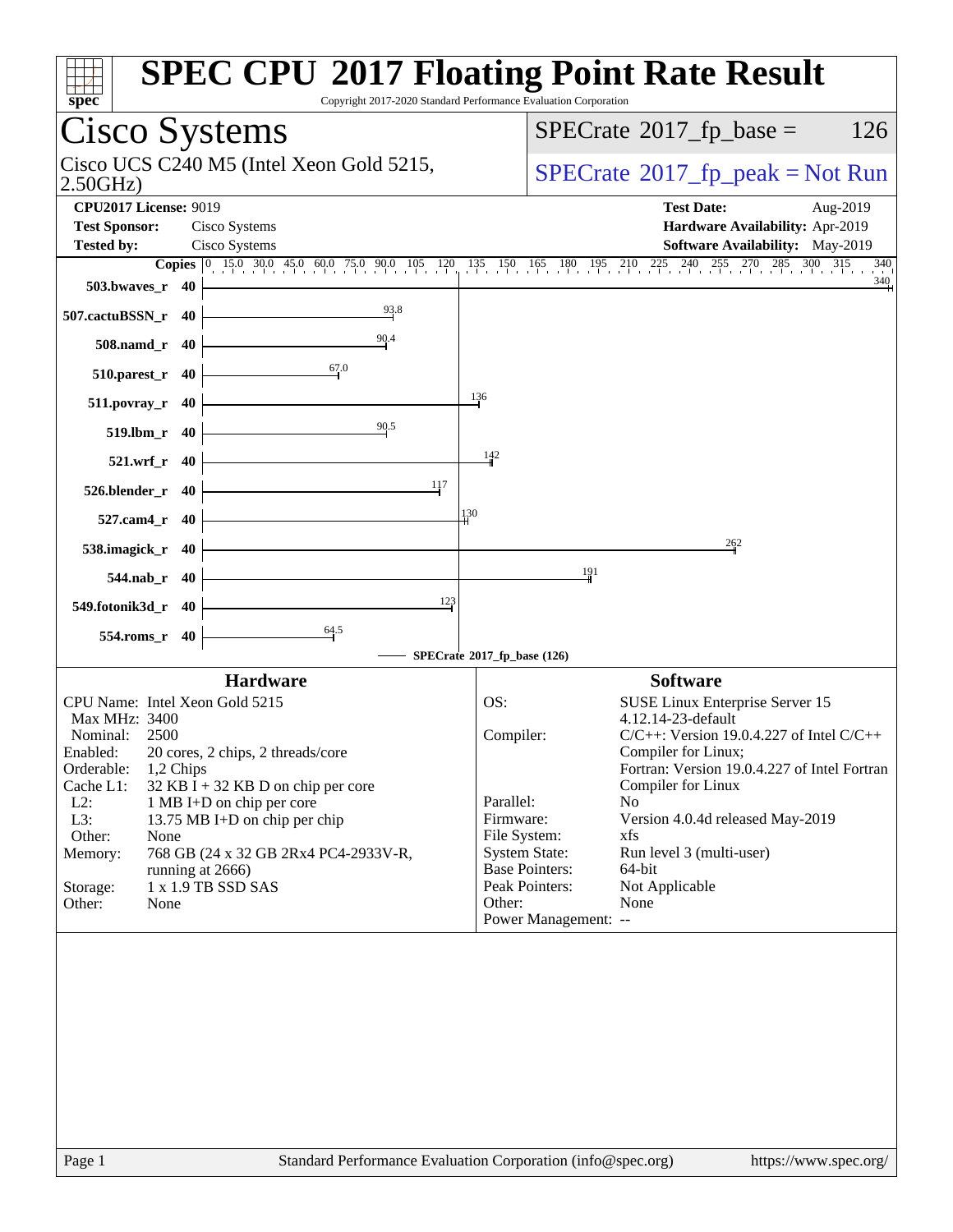# SPEC CPU 2017 Floating Point Rate Result

Copyright 2017-2020 Standard Performance Evaluation Corporation

## Cisco Systems

Cisco UCS C240 M5 (Intel Xeon Gold 5215, 2.50GHz)

SPECrate 2017_fp_base = 126

SPECrate 2017_fp_peak = Not Run

| | | | |
|---|---|---|---|
| **CPU2017 License:** | 9019 | **Test Date:** | Aug-2019 |
| **Test Sponsor:** | Cisco Systems | **Hardware Availability:** | Apr-2019 |
| **Tested by:** | Cisco Systems | **Software Availability:** | May-2019 |

| Benchmark | Copies | SPECrate 2017_fp_base |
|---|---|---|
| 503.bwaves_r | 40 | 340 |
| 507.cactuBSSN_r | 40 | 93.8 |
| 508.namd_r | 40 | 90.4 |
| 510.parest_r | 40 | 67.0 |
| 511.povray_r | 40 | 136 |
| 519.lbm_r | 40 | 90.5 |
| 521.wrf_r | 40 | 142 |
| 526.blender_r | 40 | 117 |
| 527.cam4_r | 40 | 130 |
| 538.imagick_r | 40 | 262 |
| 544.nab_r | 40 | 191 |
| 549.fotonik3d_r | 40 | 123 |
| 554.roms_r | 40 | 64.5 |

SPECrate 2017_fp_base (126)

### Hardware

| | |
|---|---|
| CPU Name: | Intel Xeon Gold 5215 |
| Max MHz: | 3400 |
| Nominal: | 2500 |
| Enabled: | 20 cores, 2 chips, 2 threads/core |
| Orderable: | 1,2 Chips |
| Cache L1: | 32 KB I + 32 KB D on chip per core |
| L2: | 1 MB I+D on chip per core |
| L3: | 13.75 MB I+D on chip per chip |
| Other: | None |
| Memory: | 768 GB (24 x 32 GB 2Rx4 PC4-2933V-R, running at 2666) |
| Storage: | 1 x 1.9 TB SSD SAS |
| Other: | None |

### Software

| | |
|---|---|
| OS: | SUSE Linux Enterprise Server 15 4.12.14-23-default |
| Compiler: | C/C++: Version 19.0.4.227 of Intel C/C++ Compiler for Linux; Fortran: Version 19.0.4.227 of Intel Fortran Compiler for Linux |
| Parallel: | No |
| Firmware: | Version 4.0.4d released May-2019 |
| File System: | xfs |
| System State: | Run level 3 (multi-user) |
| Base Pointers: | 64-bit |
| Peak Pointers: | Not Applicable |
| Other: | None |
| Power Management: | -- |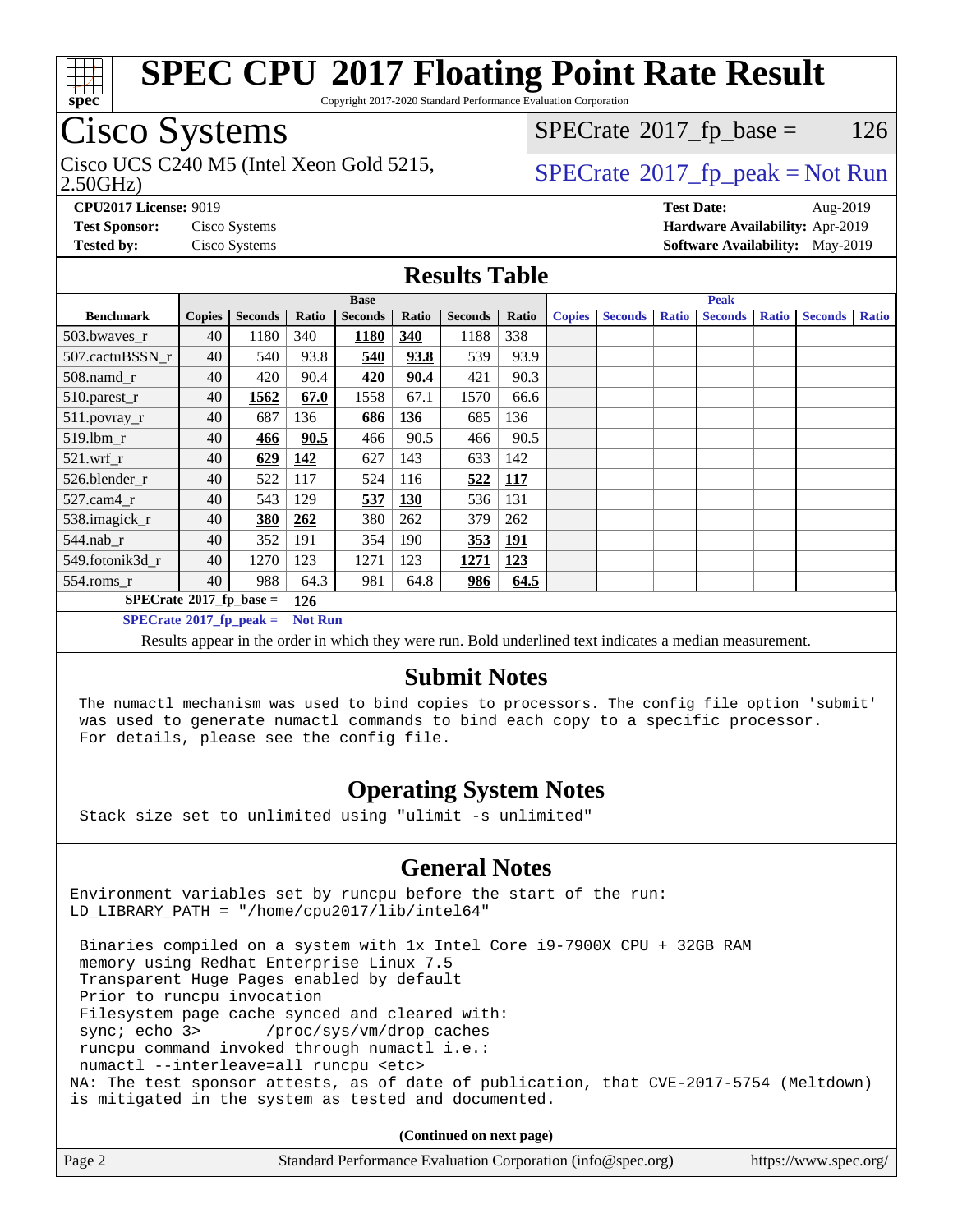# SPEC CPU 2017 Floating Point Rate Result

Copyright 2017-2020 Standard Performance Evaluation Corporation

## Cisco Systems

Cisco UCS C240 M5 (Intel Xeon Gold 5215, 2.50GHz)

SPECrate 2017_fp_base = 126

SPECrate 2017_fp_peak = Not Run

**CPU2017 License:** 9019
**Test Sponsor:** Cisco Systems
**Tested by:** Cisco Systems
**Test Date:** Aug-2019
**Hardware Availability:** Apr-2019
**Software Availability:** May-2019

## Results Table

| Benchmark | Base | | | | | | | Peak | | | | | | |
|---|---|---|---|---|---|---|---|---|---|---|---|---|---|---|
| | Copies | Seconds | Ratio | Seconds | Ratio | Seconds | Ratio | Copies | Seconds | Ratio | Seconds | Ratio | Seconds | Ratio |
| 503.bwaves_r | 40 | 1180 | 340 | **1180** | **340** | 1188 | 338 | | | | | | | |
| 507.cactuBSSN_r | 40 | 540 | 93.8 | **540** | **93.8** | 539 | 93.9 | | | | | | | |
| 508.namd_r | 40 | 420 | 90.4 | **420** | **90.4** | 421 | 90.3 | | | | | | | |
| 510.parest_r | 40 | **1562** | **67.0** | 1558 | 67.1 | 1570 | 66.6 | | | | | | | |
| 511.povray_r | 40 | 687 | 136 | **686** | **136** | 685 | 136 | | | | | | | |
| 519.lbm_r | 40 | **466** | **90.5** | 466 | 90.5 | 466 | 90.5 | | | | | | | |
| 521.wrf_r | 40 | **629** | **142** | 627 | 143 | 633 | 142 | | | | | | | |
| 526.blender_r | 40 | 522 | 117 | 524 | 116 | **522** | **117** | | | | | | | |
| 527.cam4_r | 40 | 543 | 129 | **537** | **130** | 536 | 131 | | | | | | | |
| 538.imagick_r | 40 | **380** | **262** | 380 | 262 | 379 | 262 | | | | | | | |
| 544.nab_r | 40 | 352 | 191 | 354 | 190 | **353** | **191** | | | | | | | |
| 549.fotonik3d_r | 40 | 1270 | 123 | 1271 | 123 | **1271** | **123** | | | | | | | |
| 554.roms_r | 40 | 988 | 64.3 | 981 | 64.8 | **986** | **64.5** | | | | | | | |

**SPECrate 2017_fp_base = 126**

**SPECrate 2017_fp_peak = Not Run**

Results appear in the order in which they were run. Bold underlined text indicates a median measurement.

## Submit Notes

```
The numactl mechanism was used to bind copies to processors. The config file option 'submit'
was used to generate numactl commands to bind each copy to a specific processor.
For details, please see the config file.
```

## Operating System Notes

```
Stack size set to unlimited using "ulimit -s unlimited"
```

## General Notes

```
Environment variables set by runcpu before the start of the run:
LD_LIBRARY_PATH = "/home/cpu2017/lib/intel64"

 Binaries compiled on a system with 1x Intel Core i9-7900X CPU + 32GB RAM
 memory using Redhat Enterprise Linux 7.5
 Transparent Huge Pages enabled by default
 Prior to runcpu invocation
 Filesystem page cache synced and cleared with:
 sync; echo 3>       /proc/sys/vm/drop_caches
 runcpu command invoked through numactl i.e.:
 numactl --interleave=all runcpu <etc>
NA: The test sponsor attests, as of date of publication, that CVE-2017-5754 (Meltdown)
is mitigated in the system as tested and documented.
```

**(Continued on next page)**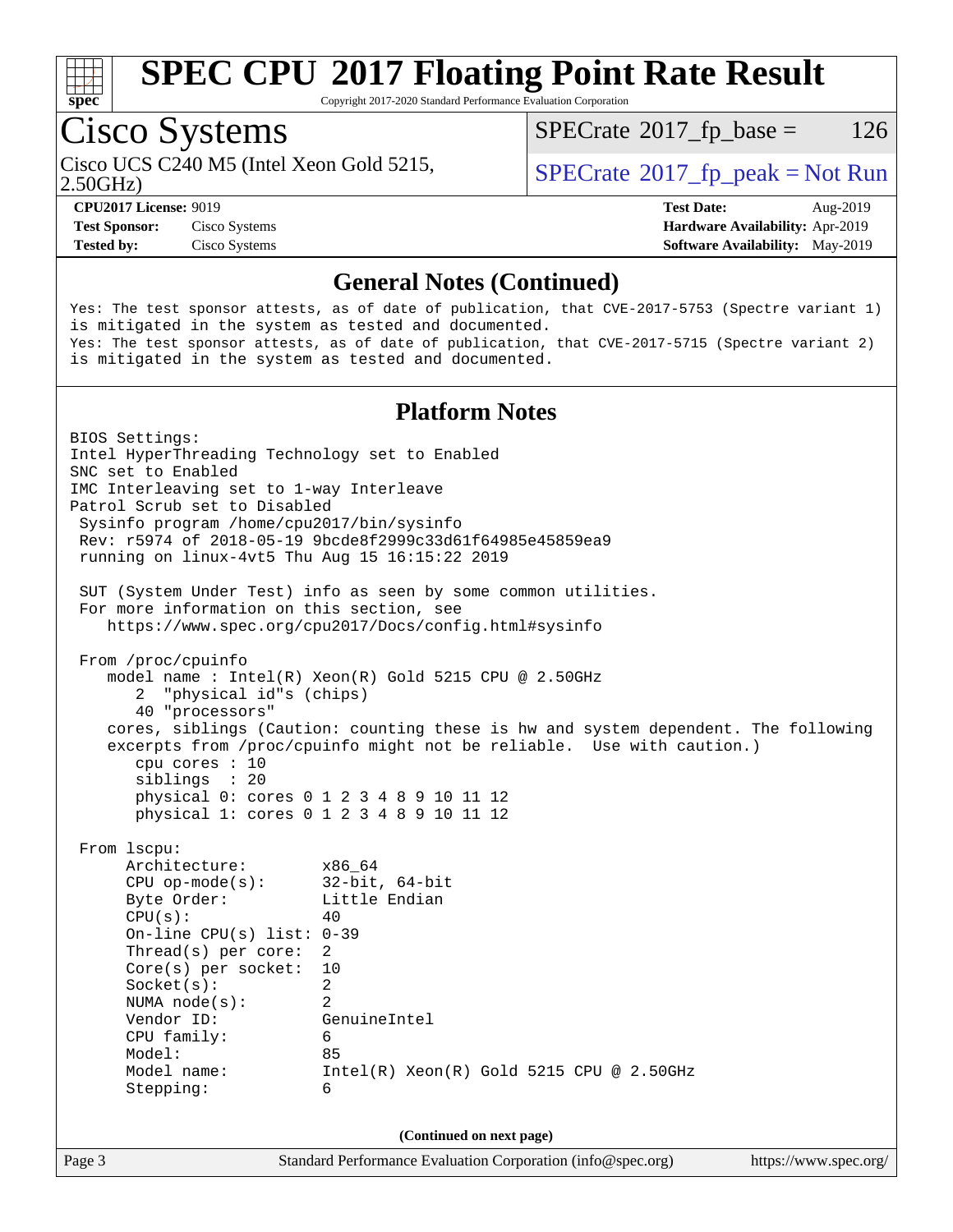## General Notes (Continued)

```
Yes: The test sponsor attests, as of date of publication, that CVE-2017-5753 (Spectre variant 1)
is mitigated in the system as tested and documented.
Yes: The test sponsor attests, as of date of publication, that CVE-2017-5715 (Spectre variant 2)
is mitigated in the system as tested and documented.
```

## Platform Notes

```
BIOS Settings:
Intel HyperThreading Technology set to Enabled
SNC set to Enabled
IMC Interleaving set to 1-way Interleave
Patrol Scrub set to Disabled
 Sysinfo program /home/cpu2017/bin/sysinfo
 Rev: r5974 of 2018-05-19 9bcde8f2999c33d61f64985e45859ea9
 running on linux-4vt5 Thu Aug 15 16:15:22 2019

 SUT (System Under Test) info as seen by some common utilities.
 For more information on this section, see
    https://www.spec.org/cpu2017/Docs/config.html#sysinfo

 From /proc/cpuinfo
    model name : Intel(R) Xeon(R) Gold 5215 CPU @ 2.50GHz
       2  "physical id"s (chips)
       40 "processors"
    cores, siblings (Caution: counting these is hw and system dependent. The following
    excerpts from /proc/cpuinfo might not be reliable.  Use with caution.)
       cpu cores : 10
       siblings  : 20
       physical 0: cores 0 1 2 3 4 8 9 10 11 12
       physical 1: cores 0 1 2 3 4 8 9 10 11 12

 From lscpu:
      Architecture:        x86_64
      CPU op-mode(s):      32-bit, 64-bit
      Byte Order:          Little Endian
      CPU(s):              40
      On-line CPU(s) list: 0-39
      Thread(s) per core:  2
      Core(s) per socket:  10
      Socket(s):           2
      NUMA node(s):        2
      Vendor ID:           GenuineIntel
      CPU family:          6
      Model:               85
      Model name:          Intel(R) Xeon(R) Gold 5215 CPU @ 2.50GHz
      Stepping:            6
```

(Continued on next page)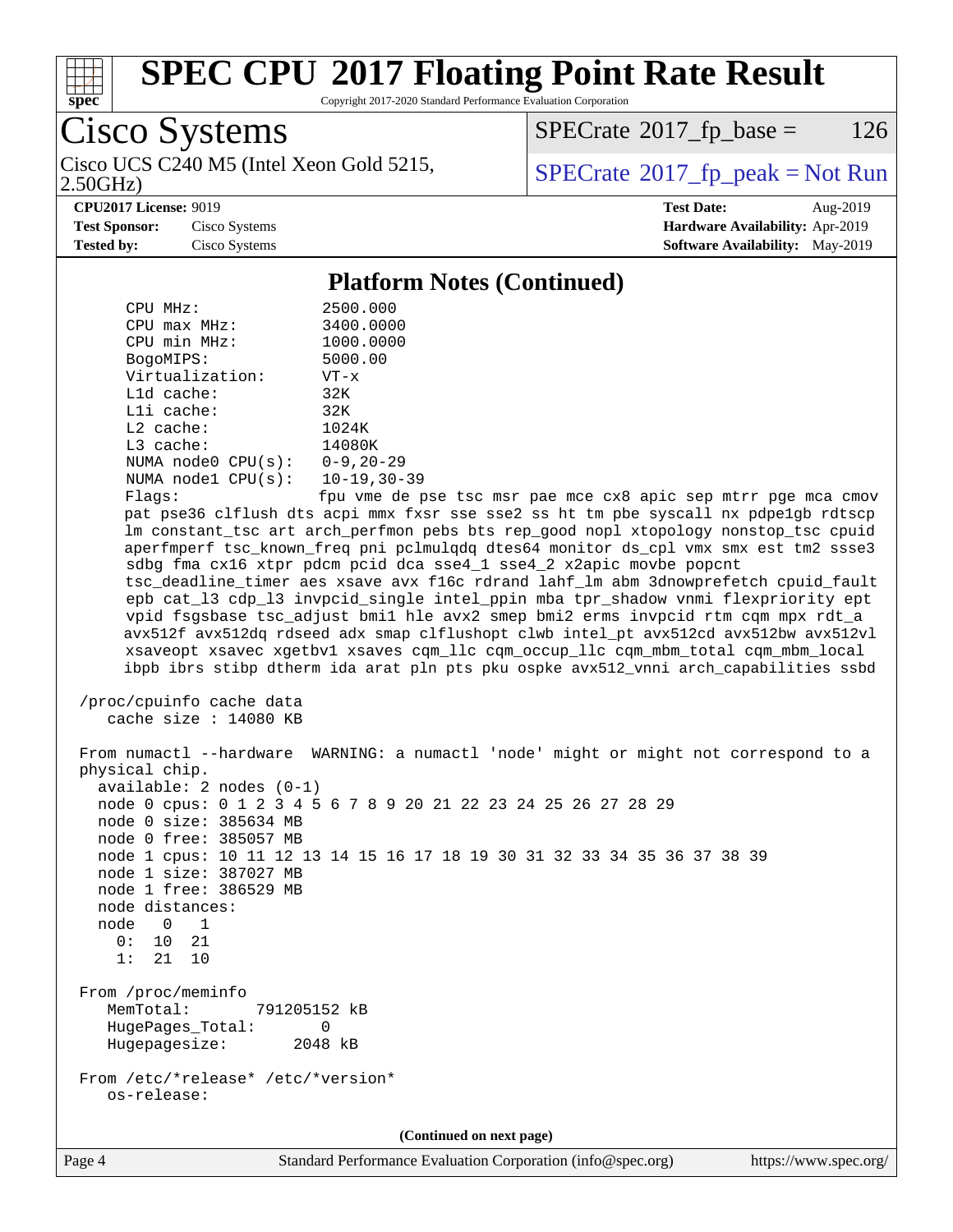## Platform Notes (Continued)

```
      CPU MHz:               2500.000
      CPU max MHz:           3400.0000
      CPU min MHz:           1000.0000
      BogoMIPS:              5000.00
      Virtualization:        VT-x
      L1d cache:             32K
      L1i cache:             32K
      L2 cache:              1024K
      L3 cache:              14080K
      NUMA node0 CPU(s):     0-9,20-29
      NUMA node1 CPU(s):     10-19,30-39
      Flags:                 fpu vme de pse tsc msr pae mce cx8 apic sep mtrr pge mca cmov
      pat pse36 clflush dts acpi mmx fxsr sse sse2 ss ht tm pbe syscall nx pdpe1gb rdtscp
      lm constant_tsc art arch_perfmon pebs bts rep_good nopl xtopology nonstop_tsc cpuid
      aperfmperf tsc_known_freq pni pclmulqdq dtes64 monitor ds_cpl vmx smx est tm2 ssse3
      sdbg fma cx16 xtpr pdcm pcid dca sse4_1 sse4_2 x2apic movbe popcnt
      tsc_deadline_timer aes xsave avx f16c rdrand lahf_lm abm 3dnowprefetch cpuid_fault
      epb cat_l3 cdp_l3 invpcid_single intel_ppin mba tpr_shadow vnmi flexpriority ept
      vpid fsgsbase tsc_adjust bmi1 hle avx2 smep bmi2 erms invpcid rtm cqm mpx rdt_a
      avx512f avx512dq rdseed adx smap clflushopt clwb intel_pt avx512cd avx512bw avx512vl
      xsaveopt xsavec xgetbv1 xsaves cqm_llc cqm_occup_llc cqm_mbm_total cqm_mbm_local
      ibpb ibrs stibp dtherm ida arat pln pts pku ospke avx512_vnni arch_capabilities ssbd

 /proc/cpuinfo cache data
    cache size : 14080 KB

 From numactl --hardware  WARNING: a numactl 'node' might or might not correspond to a
 physical chip.
   available: 2 nodes (0-1)
   node 0 cpus: 0 1 2 3 4 5 6 7 8 9 20 21 22 23 24 25 26 27 28 29
   node 0 size: 385634 MB
   node 0 free: 385057 MB
   node 1 cpus: 10 11 12 13 14 15 16 17 18 19 30 31 32 33 34 35 36 37 38 39
   node 1 size: 387027 MB
   node 1 free: 386529 MB
   node distances:
   node   0   1
     0:  10  21
     1:  21  10

 From /proc/meminfo
    MemTotal:       791205152 kB
    HugePages_Total:       0
    Hugepagesize:       2048 kB

 From /etc/*release* /etc/*version*
    os-release:
```

(Continued on next page)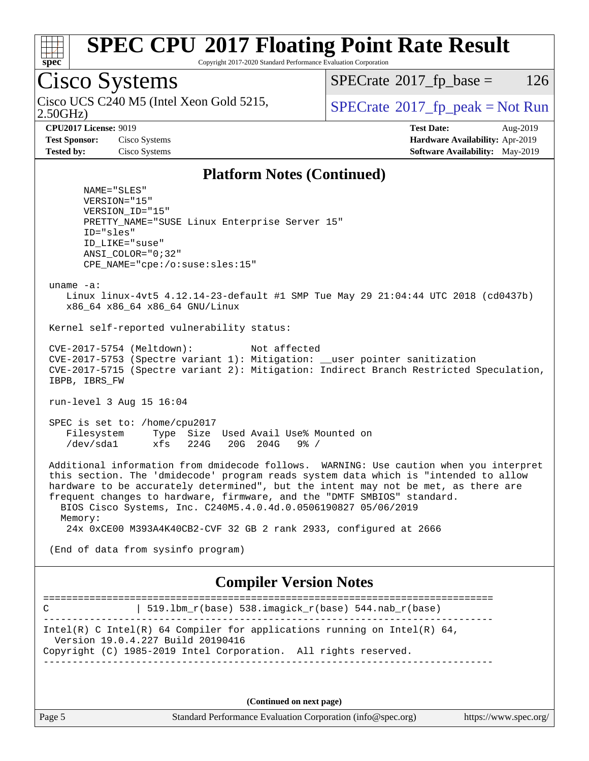## Platform Notes (Continued)

```
      NAME="SLES"
      VERSION="15"
      VERSION_ID="15"
      PRETTY_NAME="SUSE Linux Enterprise Server 15"
      ID="sles"
      ID_LIKE="suse"
      ANSI_COLOR="0;32"
      CPE_NAME="cpe:/o:suse:sles:15"

 uname -a:
    Linux linux-4vt5 4.12.14-23-default #1 SMP Tue May 29 21:04:44 UTC 2018 (cd0437b)
    x86_64 x86_64 x86_64 GNU/Linux

 Kernel self-reported vulnerability status:

 CVE-2017-5754 (Meltdown):          Not affected
 CVE-2017-5753 (Spectre variant 1): Mitigation: __user pointer sanitization
 CVE-2017-5715 (Spectre variant 2): Mitigation: Indirect Branch Restricted Speculation,
 IBPB, IBRS_FW

 run-level 3 Aug 15 16:04

 SPEC is set to: /home/cpu2017
    Filesystem     Type  Size  Used Avail Use% Mounted on
    /dev/sda1      xfs   224G   20G  204G   9% /

 Additional information from dmidecode follows.  WARNING: Use caution when you interpret
 this section. The 'dmidecode' program reads system data which is "intended to allow
 hardware to be accurately determined", but the intent may not be met, as there are
 frequent changes to hardware, firmware, and the "DMTF SMBIOS" standard.
   BIOS Cisco Systems, Inc. C240M5.4.0.4d.0.0506190827 05/06/2019
   Memory:
    24x 0xCE00 M393A4K40CB2-CVF 32 GB 2 rank 2933, configured at 2666

 (End of data from sysinfo program)
```

## Compiler Version Notes

```
==============================================================================
C               | 519.lbm_r(base) 538.imagick_r(base) 544.nab_r(base)
------------------------------------------------------------------------------
Intel(R) C Intel(R) 64 Compiler for applications running on Intel(R) 64,
  Version 19.0.4.227 Build 20190416
Copyright (C) 1985-2019 Intel Corporation.  All rights reserved.
------------------------------------------------------------------------------
```

(Continued on next page)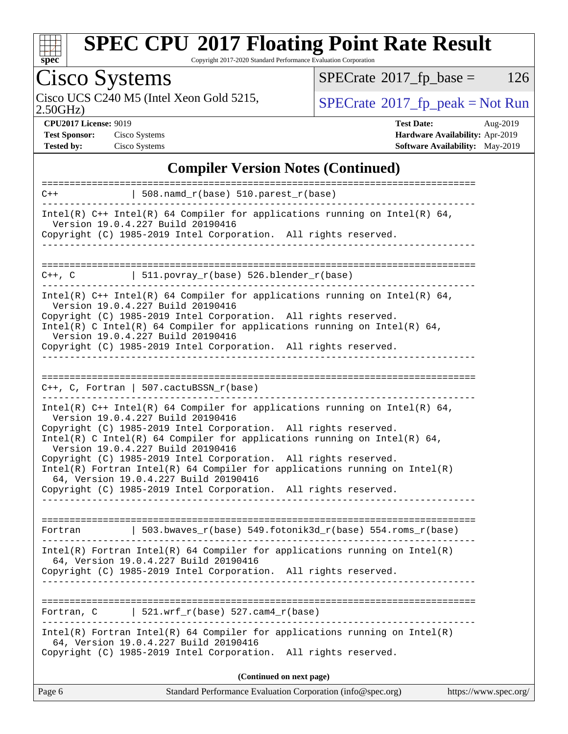# SPEC CPU 2017 Floating Point Rate Result

Copyright 2017-2020 Standard Performance Evaluation Corporation

## Cisco Systems

Cisco UCS C240 M5 (Intel Xeon Gold 5215, 2.50GHz)

SPECrate 2017_fp_base = 126

SPECrate 2017_fp_peak = Not Run

**CPU2017 License:** 9019
**Test Sponsor:** Cisco Systems
**Tested by:** Cisco Systems

**Test Date:** Aug-2019
**Hardware Availability:** Apr-2019
**Software Availability:** May-2019

### Compiler Version Notes (Continued)

```
==============================================================================
C++             | 508.namd_r(base) 510.parest_r(base)
------------------------------------------------------------------------------
Intel(R) C++ Intel(R) 64 Compiler for applications running on Intel(R) 64,
  Version 19.0.4.227 Build 20190416
Copyright (C) 1985-2019 Intel Corporation.  All rights reserved.
------------------------------------------------------------------------------

==============================================================================
C++, C          | 511.povray_r(base) 526.blender_r(base)
------------------------------------------------------------------------------
Intel(R) C++ Intel(R) 64 Compiler for applications running on Intel(R) 64,
  Version 19.0.4.227 Build 20190416
Copyright (C) 1985-2019 Intel Corporation.  All rights reserved.
Intel(R) C Intel(R) 64 Compiler for applications running on Intel(R) 64,
  Version 19.0.4.227 Build 20190416
Copyright (C) 1985-2019 Intel Corporation.  All rights reserved.
------------------------------------------------------------------------------

==============================================================================
C++, C, Fortran | 507.cactuBSSN_r(base)
------------------------------------------------------------------------------
Intel(R) C++ Intel(R) 64 Compiler for applications running on Intel(R) 64,
  Version 19.0.4.227 Build 20190416
Copyright (C) 1985-2019 Intel Corporation.  All rights reserved.
Intel(R) C Intel(R) 64 Compiler for applications running on Intel(R) 64,
  Version 19.0.4.227 Build 20190416
Copyright (C) 1985-2019 Intel Corporation.  All rights reserved.
Intel(R) Fortran Intel(R) 64 Compiler for applications running on Intel(R)
  64, Version 19.0.4.227 Build 20190416
Copyright (C) 1985-2019 Intel Corporation.  All rights reserved.
------------------------------------------------------------------------------

==============================================================================
Fortran         | 503.bwaves_r(base) 549.fotonik3d_r(base) 554.roms_r(base)
------------------------------------------------------------------------------
Intel(R) Fortran Intel(R) 64 Compiler for applications running on Intel(R)
  64, Version 19.0.4.227 Build 20190416
Copyright (C) 1985-2019 Intel Corporation.  All rights reserved.
------------------------------------------------------------------------------

==============================================================================
Fortran, C      | 521.wrf_r(base) 527.cam4_r(base)
------------------------------------------------------------------------------
Intel(R) Fortran Intel(R) 64 Compiler for applications running on Intel(R)
  64, Version 19.0.4.227 Build 20190416
Copyright (C) 1985-2019 Intel Corporation.  All rights reserved.
```

**(Continued on next page)**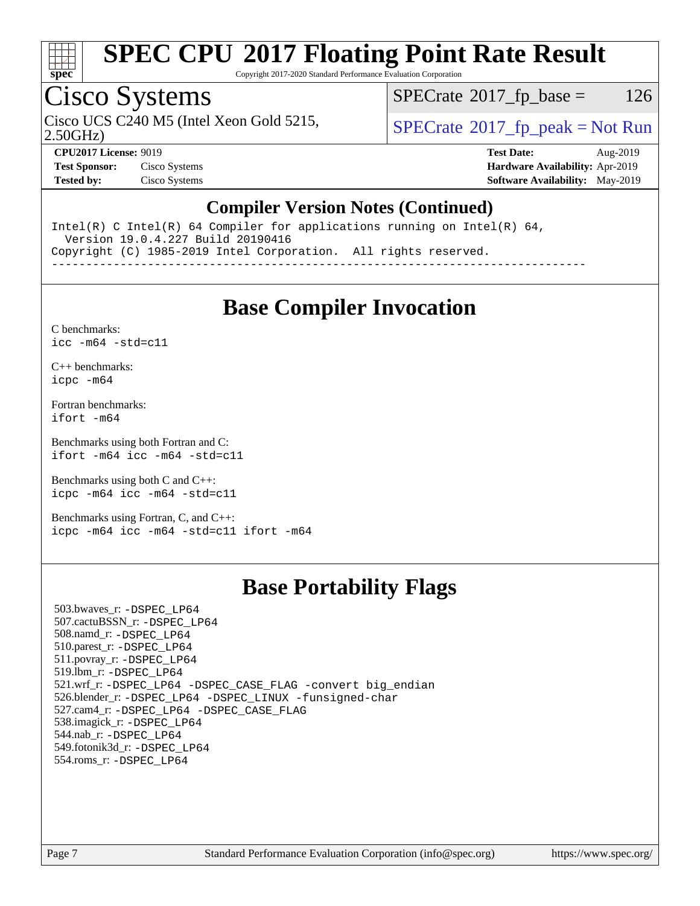## Compiler Version Notes (Continued)

```
Intel(R) C Intel(R) 64 Compiler for applications running on Intel(R) 64,
  Version 19.0.4.227 Build 20190416
Copyright (C) 1985-2019 Intel Corporation.  All rights reserved.
------------------------------------------------------------------------------
```

## Base Compiler Invocation

C benchmarks:
`icc -m64 -std=c11`

C++ benchmarks:
`icpc -m64`

Fortran benchmarks:
`ifort -m64`

Benchmarks using both Fortran and C:
`ifort -m64 icc -m64 -std=c11`

Benchmarks using both C and C++:
`icpc -m64 icc -m64 -std=c11`

Benchmarks using Fortran, C, and C++:
`icpc -m64 icc -m64 -std=c11 ifort -m64`

## Base Portability Flags

503.bwaves_r: -DSPEC_LP64
507.cactuBSSN_r: -DSPEC_LP64
508.namd_r: -DSPEC_LP64
510.parest_r: -DSPEC_LP64
511.povray_r: -DSPEC_LP64
519.lbm_r: -DSPEC_LP64
521.wrf_r: -DSPEC_LP64 -DSPEC_CASE_FLAG -convert big_endian
526.blender_r: -DSPEC_LP64 -DSPEC_LINUX -funsigned-char
527.cam4_r: -DSPEC_LP64 -DSPEC_CASE_FLAG
538.imagick_r: -DSPEC_LP64
544.nab_r: -DSPEC_LP64
549.fotonik3d_r: -DSPEC_LP64
554.roms_r: -DSPEC_LP64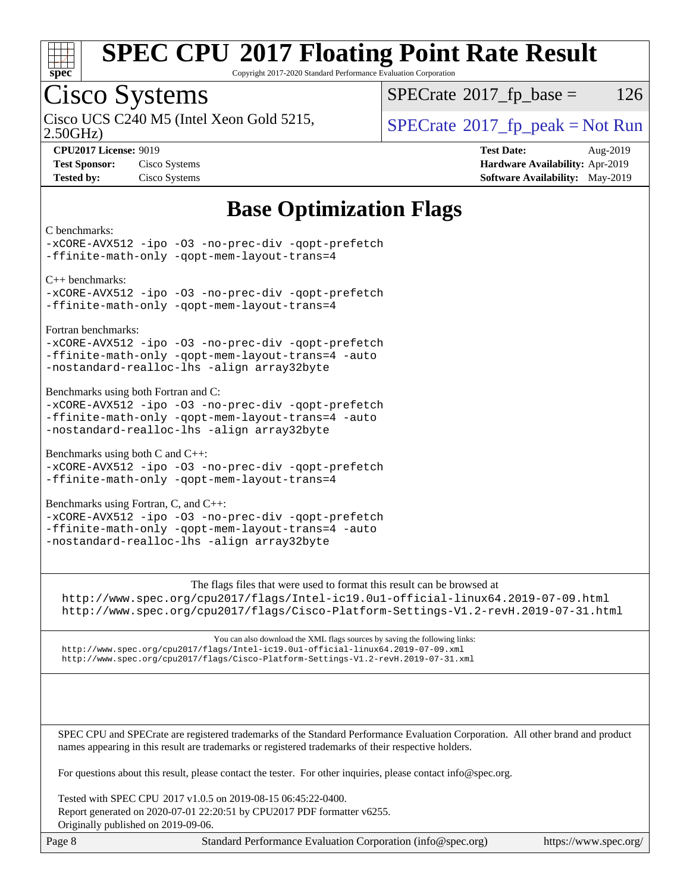# SPEC CPU 2017 Floating Point Rate Result

Copyright 2017-2020 Standard Performance Evaluation Corporation

## Cisco Systems

Cisco UCS C240 M5 (Intel Xeon Gold 5215, 2.50GHz)

SPECrate 2017_fp_base = 126

SPECrate 2017_fp_peak = Not Run

**CPU2017 License:** 9019
**Test Sponsor:** Cisco Systems
**Tested by:** Cisco Systems

**Test Date:** Aug-2019
**Hardware Availability:** Apr-2019
**Software Availability:** May-2019

## Base Optimization Flags

C benchmarks:
```
-xCORE-AVX512 -ipo -O3 -no-prec-div -qopt-prefetch
-ffinite-math-only -qopt-mem-layout-trans=4
```

C++ benchmarks:
```
-xCORE-AVX512 -ipo -O3 -no-prec-div -qopt-prefetch
-ffinite-math-only -qopt-mem-layout-trans=4
```

Fortran benchmarks:
```
-xCORE-AVX512 -ipo -O3 -no-prec-div -qopt-prefetch
-ffinite-math-only -qopt-mem-layout-trans=4 -auto
-nostandard-realloc-lhs -align array32byte
```

Benchmarks using both Fortran and C:
```
-xCORE-AVX512 -ipo -O3 -no-prec-div -qopt-prefetch
-ffinite-math-only -qopt-mem-layout-trans=4 -auto
-nostandard-realloc-lhs -align array32byte
```

Benchmarks using both C and C++:
```
-xCORE-AVX512 -ipo -O3 -no-prec-div -qopt-prefetch
-ffinite-math-only -qopt-mem-layout-trans=4
```

Benchmarks using Fortran, C, and C++:
```
-xCORE-AVX512 -ipo -O3 -no-prec-div -qopt-prefetch
-ffinite-math-only -qopt-mem-layout-trans=4 -auto
-nostandard-realloc-lhs -align array32byte
```

The flags files that were used to format this result can be browsed at
http://www.spec.org/cpu2017/flags/Intel-ic19.0u1-official-linux64.2019-07-09.html
http://www.spec.org/cpu2017/flags/Cisco-Platform-Settings-V1.2-revH.2019-07-31.html

You can also download the XML flags sources by saving the following links:
http://www.spec.org/cpu2017/flags/Intel-ic19.0u1-official-linux64.2019-07-09.xml
http://www.spec.org/cpu2017/flags/Cisco-Platform-Settings-V1.2-revH.2019-07-31.xml

SPEC CPU and SPECrate are registered trademarks of the Standard Performance Evaluation Corporation. All other brand and product names appearing in this result are trademarks or registered trademarks of their respective holders.

For questions about this result, please contact the tester. For other inquiries, please contact info@spec.org.

Tested with SPEC CPU 2017 v1.0.5 on 2019-08-15 06:45:22-0400.
Report generated on 2020-07-01 22:20:51 by CPU2017 PDF formatter v6255.
Originally published on 2019-09-06.